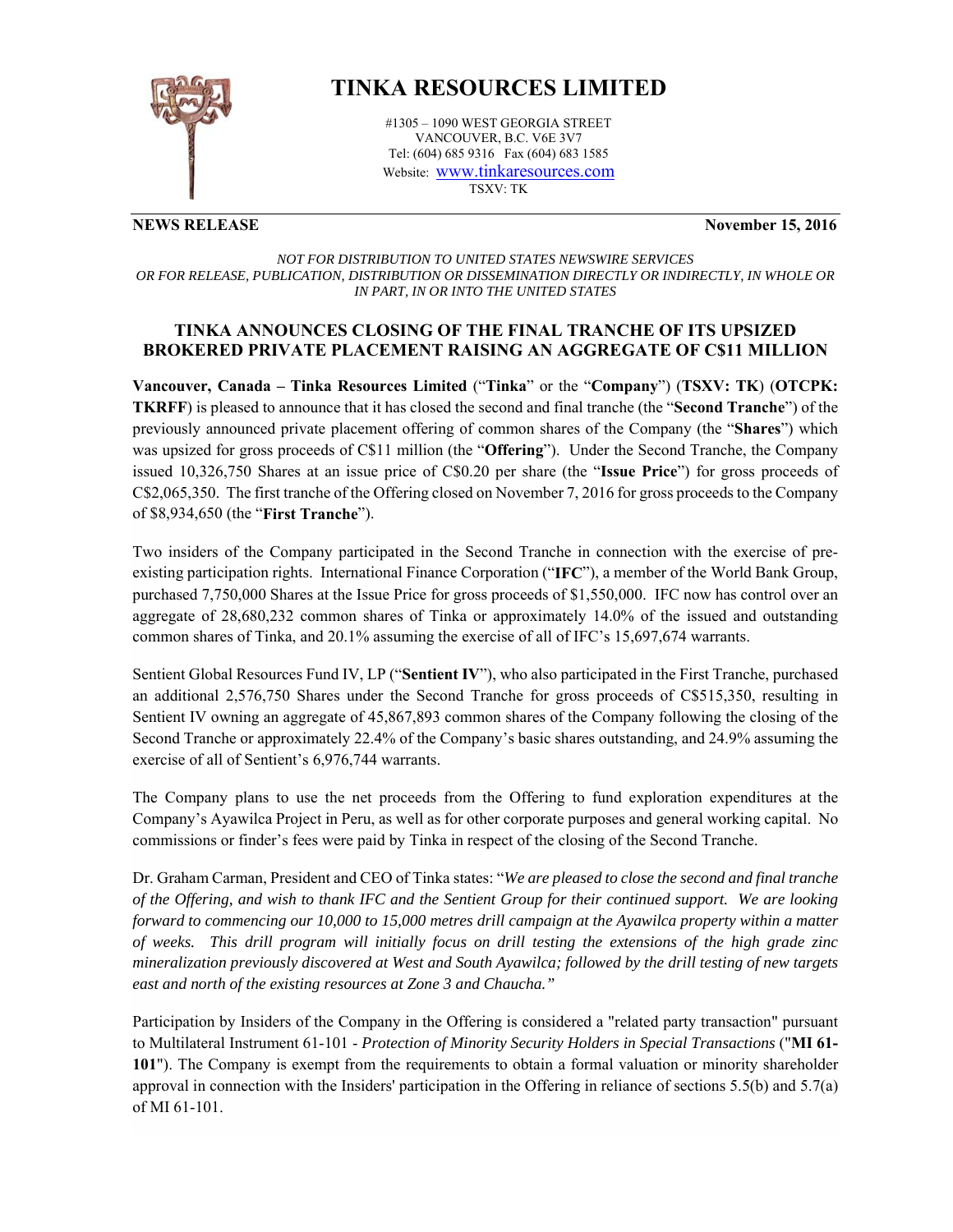# TINKA RESOURCES LIMITED

#1305 – 1090 WEST GEORGIA STREET
VANCOUVER, B.C. V6E 3V7
Tel: (604) 685 9316 Fax (604) 683 1585
Website: www.tinkaresources.com
TSXV: TK

**NEWS RELEASE** **November 15, 2016**

*NOT FOR DISTRIBUTION TO UNITED STATES NEWSWIRE SERVICES OR FOR RELEASE, PUBLICATION, DISTRIBUTION OR DISSEMINATION DIRECTLY OR INDIRECTLY, IN WHOLE OR IN PART, IN OR INTO THE UNITED STATES*

## TINKA ANNOUNCES CLOSING OF THE FINAL TRANCHE OF ITS UPSIZED BROKERED PRIVATE PLACEMENT RAISING AN AGGREGATE OF C$11 MILLION

**Vancouver, Canada – Tinka Resources Limited** ("**Tinka**" or the "**Company**") (**TSXV: TK**) (**OTCPK: TKRFF**) is pleased to announce that it has closed the second and final tranche (the "**Second Tranche**") of the previously announced private placement offering of common shares of the Company (the "**Shares**") which was upsized for gross proceeds of C$11 million (the "**Offering**"). Under the Second Tranche, the Company issued 10,326,750 Shares at an issue price of C$0.20 per share (the "**Issue Price**") for gross proceeds of C$2,065,350. The first tranche of the Offering closed on November 7, 2016 for gross proceeds to the Company of $8,934,650 (the "**First Tranche**").

Two insiders of the Company participated in the Second Tranche in connection with the exercise of pre-existing participation rights. International Finance Corporation ("**IFC**"), a member of the World Bank Group, purchased 7,750,000 Shares at the Issue Price for gross proceeds of $1,550,000. IFC now has control over an aggregate of 28,680,232 common shares of Tinka or approximately 14.0% of the issued and outstanding common shares of Tinka, and 20.1% assuming the exercise of all of IFC's 15,697,674 warrants.

Sentient Global Resources Fund IV, LP ("**Sentient IV**"), who also participated in the First Tranche, purchased an additional 2,576,750 Shares under the Second Tranche for gross proceeds of C$515,350, resulting in Sentient IV owning an aggregate of 45,867,893 common shares of the Company following the closing of the Second Tranche or approximately 22.4% of the Company's basic shares outstanding, and 24.9% assuming the exercise of all of Sentient's 6,976,744 warrants.

The Company plans to use the net proceeds from the Offering to fund exploration expenditures at the Company's Ayawilca Project in Peru, as well as for other corporate purposes and general working capital. No commissions or finder's fees were paid by Tinka in respect of the closing of the Second Tranche.

Dr. Graham Carman, President and CEO of Tinka states: "*We are pleased to close the second and final tranche of the Offering, and wish to thank IFC and the Sentient Group for their continued support. We are looking forward to commencing our 10,000 to 15,000 metres drill campaign at the Ayawilca property within a matter of weeks. This drill program will initially focus on drill testing the extensions of the high grade zinc mineralization previously discovered at West and South Ayawilca; followed by the drill testing of new targets east and north of the existing resources at Zone 3 and Chaucha.*"

Participation by Insiders of the Company in the Offering is considered a "related party transaction" pursuant to Multilateral Instrument 61-101 - *Protection of Minority Security Holders in Special Transactions* ("**MI 61-101**"). The Company is exempt from the requirements to obtain a formal valuation or minority shareholder approval in connection with the Insiders' participation in the Offering in reliance of sections 5.5(b) and 5.7(a) of MI 61-101.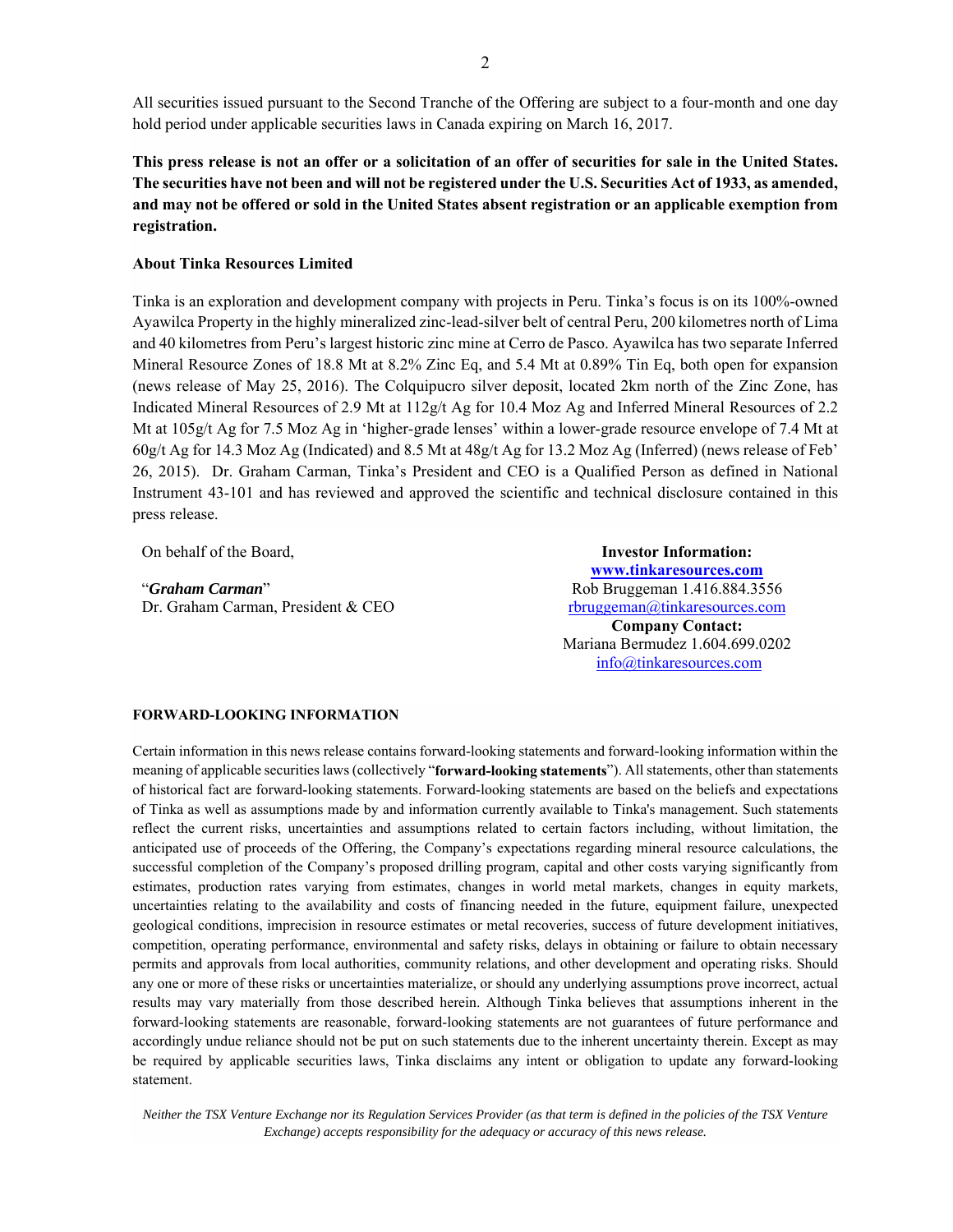All securities issued pursuant to the Second Tranche of the Offering are subject to a four-month and one day hold period under applicable securities laws in Canada expiring on March 16, 2017.

**This press release is not an offer or a solicitation of an offer of securities for sale in the United States. The securities have not been and will not be registered under the U.S. Securities Act of 1933, as amended, and may not be offered or sold in the United States absent registration or an applicable exemption from registration.**

**About Tinka Resources Limited**

Tinka is an exploration and development company with projects in Peru. Tinka's focus is on its 100%-owned Ayawilca Property in the highly mineralized zinc-lead-silver belt of central Peru, 200 kilometres north of Lima and 40 kilometres from Peru's largest historic zinc mine at Cerro de Pasco. Ayawilca has two separate Inferred Mineral Resource Zones of 18.8 Mt at 8.2% Zinc Eq, and 5.4 Mt at 0.89% Tin Eq, both open for expansion (news release of May 25, 2016). The Colquipucro silver deposit, located 2km north of the Zinc Zone, has Indicated Mineral Resources of 2.9 Mt at 112g/t Ag for 10.4 Moz Ag and Inferred Mineral Resources of 2.2 Mt at 105g/t Ag for 7.5 Moz Ag in 'higher-grade lenses' within a lower-grade resource envelope of 7.4 Mt at 60g/t Ag for 14.3 Moz Ag (Indicated) and 8.5 Mt at 48g/t Ag for 13.2 Moz Ag (Inferred) (news release of Feb' 26, 2015). Dr. Graham Carman, Tinka's President and CEO is a Qualified Person as defined in National Instrument 43-101 and has reviewed and approved the scientific and technical disclosure contained in this press release.

On behalf of the Board,

"***Graham Carman***"
Dr. Graham Carman, President & CEO

**Investor Information:**
**www.tinkaresources.com**
Rob Bruggeman 1.416.884.3556
rbruggeman@tinkaresources.com
**Company Contact:**
Mariana Bermudez 1.604.699.0202
info@tinkaresources.com

**FORWARD-LOOKING INFORMATION**

Certain information in this news release contains forward-looking statements and forward-looking information within the meaning of applicable securities laws (collectively "**forward-looking statements**"). All statements, other than statements of historical fact are forward-looking statements. Forward-looking statements are based on the beliefs and expectations of Tinka as well as assumptions made by and information currently available to Tinka's management. Such statements reflect the current risks, uncertainties and assumptions related to certain factors including, without limitation, the anticipated use of proceeds of the Offering, the Company's expectations regarding mineral resource calculations, the successful completion of the Company's proposed drilling program, capital and other costs varying significantly from estimates, production rates varying from estimates, changes in world metal markets, changes in equity markets, uncertainties relating to the availability and costs of financing needed in the future, equipment failure, unexpected geological conditions, imprecision in resource estimates or metal recoveries, success of future development initiatives, competition, operating performance, environmental and safety risks, delays in obtaining or failure to obtain necessary permits and approvals from local authorities, community relations, and other development and operating risks. Should any one or more of these risks or uncertainties materialize, or should any underlying assumptions prove incorrect, actual results may vary materially from those described herein. Although Tinka believes that assumptions inherent in the forward-looking statements are reasonable, forward-looking statements are not guarantees of future performance and accordingly undue reliance should not be put on such statements due to the inherent uncertainty therein. Except as may be required by applicable securities laws, Tinka disclaims any intent or obligation to update any forward-looking statement.

*Neither the TSX Venture Exchange nor its Regulation Services Provider (as that term is defined in the policies of the TSX Venture Exchange) accepts responsibility for the adequacy or accuracy of this news release.*